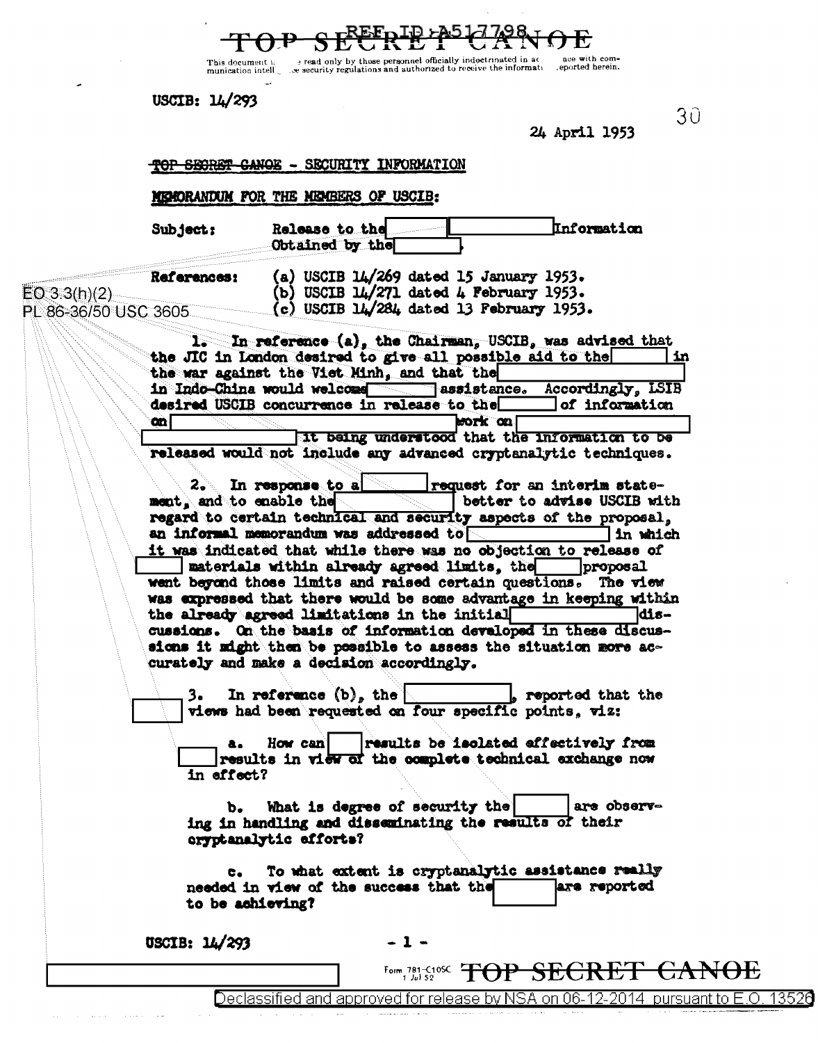TOP SECRET CANOE

This document is to be read only by those personnel officially indoctrinated in accordance with communication intelligence security regulations and authorized to receive the information reported herein.

USCIB: 14/293

24 April 1953

~~TOP SECRET CANOE~~ - SECURITY INFORMATION

MEMORANDUM FOR THE MEMBERS OF USCIB:

Subject: Release to the [ ] [ ] Information Obtained by the [ ].

References:
(a) USCIB 14/269 dated 15 January 1953.
(b) USCIB 14/271 dated 4 February 1953.
(c) USCIB 14/284 dated 13 February 1953.

EO 3.3(h)(2)
PL 86-36/50 USC 3605

1. In reference (a), the Chairman, USCIB, was advised that the JIC in London desired to give all possible aid to the [ ] in the war against the Viet Minh, and that the [ ] in Indo-China would welcome [ ] assistance. Accordingly, LSIB desired USCIB concurrence in release to the [ ] of information on [ ] work on [ ] it being understood that the information to be released would not include any advanced cryptanalytic techniques.

2. In response to a [ ] request for an interim statement, and to enable the [ ] better to advise USCIB with regard to certain technical and security aspects of the proposal, an informal memorandum was addressed to [ ] in which it was indicated that while there was no objection to release of [ ] materials within already agreed limits, the [ ] proposal went beyond those limits and raised certain questions. The view was expressed that there would be some advantage in keeping within the already agreed limitations in the initial [ ] discussions. On the basis of information developed in these discussions it might then be possible to assess the situation more accurately and make a decision accordingly.

3. In reference (b), the [ ], reported that the [ ] views had been requested on four specific points, viz:

a. How can [ ] results be isolated effectively from [ ] results in view of the complete technical exchange now in effect?

b. What is degree of security the [ ] are observing in handling and disseminating the results of their cryptanalytic efforts?

c. To what extent is cryptanalytic assistance really needed in view of the success that the [ ] are reported to be achieving?

USCIB: 14/293

TOP SECRET CANOE

Declassified and approved for release by NSA on 06-12-2014 pursuant to E.O. 13526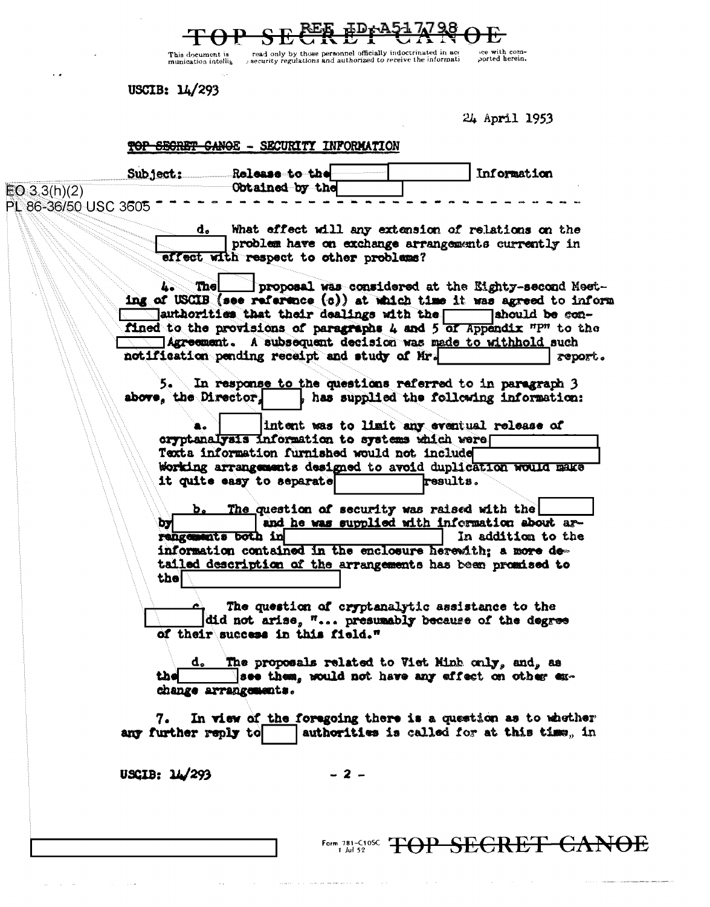USCIB: 14/293

24 April 1953

TOP SECRET CANOE - SECURITY INFORMATION

Subject: Release to the [redacted] [redacted] Information Obtained by the [redacted]

EO 3.3(h)(2)
PL 86-36/50 USC 3605

d. What effect will any extension of relations on the [redacted] problem have on exchange arrangements currently in effect with respect to other problems?

4. The [redacted] proposal was considered at the Eighty-second Meeting of USCIB (see reference (c)) at which time it was agreed to inform [redacted] authorities that their dealings with the [redacted] should be confined to the provisions of paragraphs 4 and 5 of Appendix "P" to the [redacted] Agreement. A subsequent decision was made to withhold such notification pending receipt and study of Mr. [redacted] report.

5. In response to the questions referred to in paragraph 3 above, the Director, [redacted], has supplied the following information:

a. [redacted] intent was to limit any eventual release of cryptanalysis information to systems which were [redacted] Texts information furnished would not include [redacted] Working arrangements designed to avoid duplication would make it quite easy to separate [redacted] results.

b. The question of security was raised with the [redacted] by [redacted] and he was supplied with information about arrangements both in [redacted] In addition to the information contained in the enclosure herewith; a more detailed description of the arrangements has been promised to the [redacted]

c. The question of cryptanalytic assistance to the [redacted] did not arise, "... presumably because of the degree of their success in this field."

d. The proposals related to Viet Minh only, and, as the [redacted] see them, would not have any effect on other exchange arrangements.

7. In view of the foregoing there is a question as to whether any further reply to [redacted] authorities is called for at this time, in

USCIB: 14/293

TOP SECRET CANOE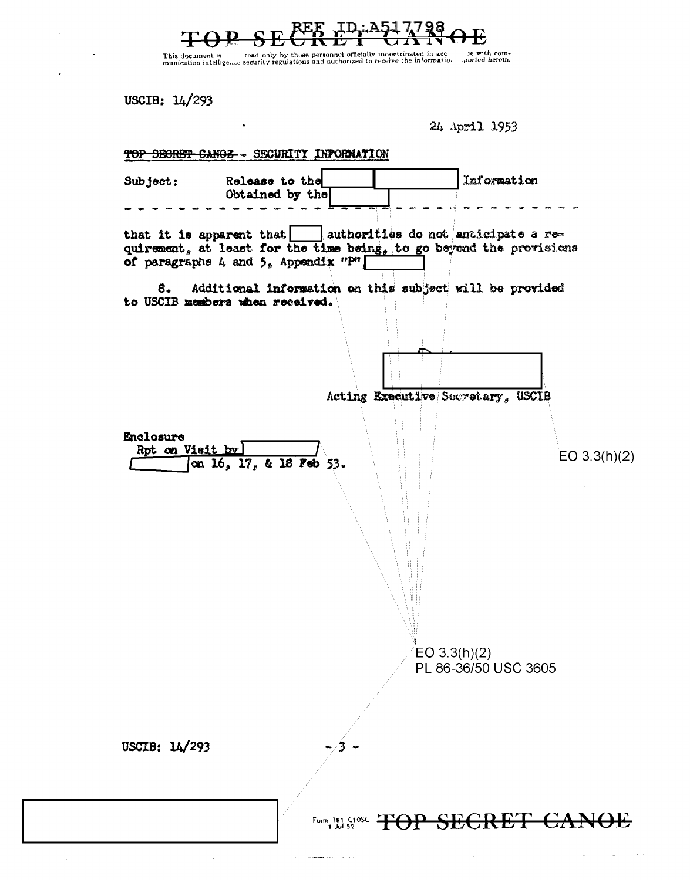USCIB: 14/293

24 April 1953

~~TOP SECRET CANOE~~ - SECURITY INFORMATION

Subject: Release to the [redacted] [redacted] Information Obtained by the [redacted]

- - - - - - - - - - - - - - - - - - - - - - - - - - - - -

that it is apparent that [redacted] authorities do not anticipate a requirement, at least for the time being, to go beyond the provisions of paragraphs 4 and 5, Appendix "P" [redacted]

8. Additional information on this subject will be provided to USCIB members when received.

[redacted]

Acting Executive Secretary, USCIB

Enclosure
Rpt on Visit by [redacted]
[redacted] on 16, 17, & 18 Feb 53.

EO 3.3(h)(2)

EO 3.3(h)(2)
PL 86-36/50 USC 3605

USCIB: 14/293